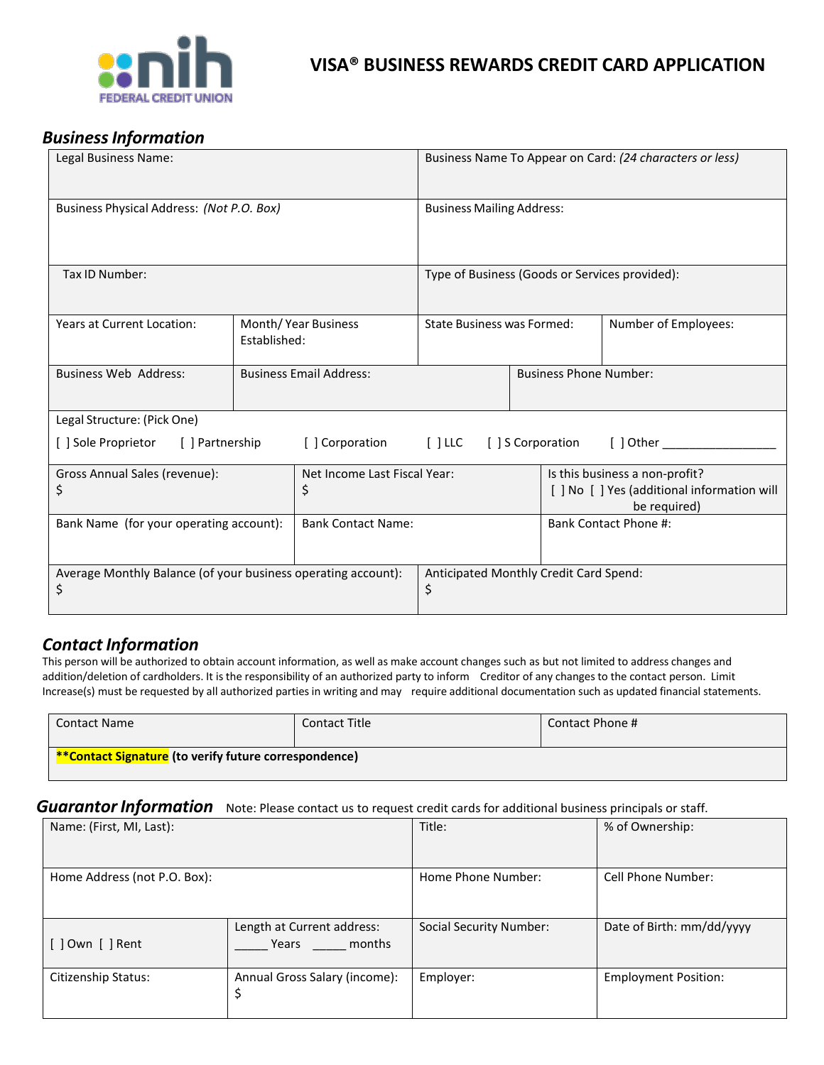# VISA® BUSINESS REWARDS CREDIT CARD APPLICATION

## *Business Information*

| Legal Business Name: | Business Name To Appear on Card: *(24 characters or less)* |
|---|---|
| Business Physical Address: *(Not P.O. Box)* | Business Mailing Address: |
| Tax ID Number: | Type of Business (Goods or Services provided): |

| Years at Current Location: | Month/ Year Business Established: | State Business was Formed: | Number of Employees: |
|---|---|---|---|

| Business Web Address: | Business Email Address: | Business Phone Number: |
|---|---|---|

Legal Structure: (Pick One)

[ ] Sole Proprietor   [ ] Partnership   [ ] Corporation   [ ] LLC   [ ] S Corporation   [ ] Other _________________

| Gross Annual Sales (revenue): $ | Net Income Last Fiscal Year: $ | Is this business a non-profit? [ ] No [ ] Yes (additional information will be required) |
|---|---|---|
| Bank Name (for your operating account): | Bank Contact Name: | Bank Contact Phone #: |

| Average Monthly Balance (of your business operating account): $ | Anticipated Monthly Credit Card Spend: $ |
|---|---|

## *Contact Information*

This person will be authorized to obtain account information, as well as make account changes such as but not limited to address changes and addition/deletion of cardholders. It is the responsibility of an authorized party to inform Creditor of any changes to the contact person. Limit Increase(s) must be requested by all authorized parties in writing and may require additional documentation such as updated financial statements.

| Contact Name | Contact Title | Contact Phone # |
|---|---|---|
| **\*\*Contact Signature (to verify future correspondence)** | | |

## *Guarantor Information*

Note: Please contact us to request credit cards for additional business principals or staff.

| Name: (First, MI, Last): | | Title: | % of Ownership: |
|---|---|---|---|
| Home Address (not P.O. Box): | | Home Phone Number: | Cell Phone Number: |
| [ ] Own [ ] Rent | Length at Current address: _____ Years _____ months | Social Security Number: | Date of Birth: mm/dd/yyyy |
| Citizenship Status: | Annual Gross Salary (income): $ | Employer: | Employment Position: |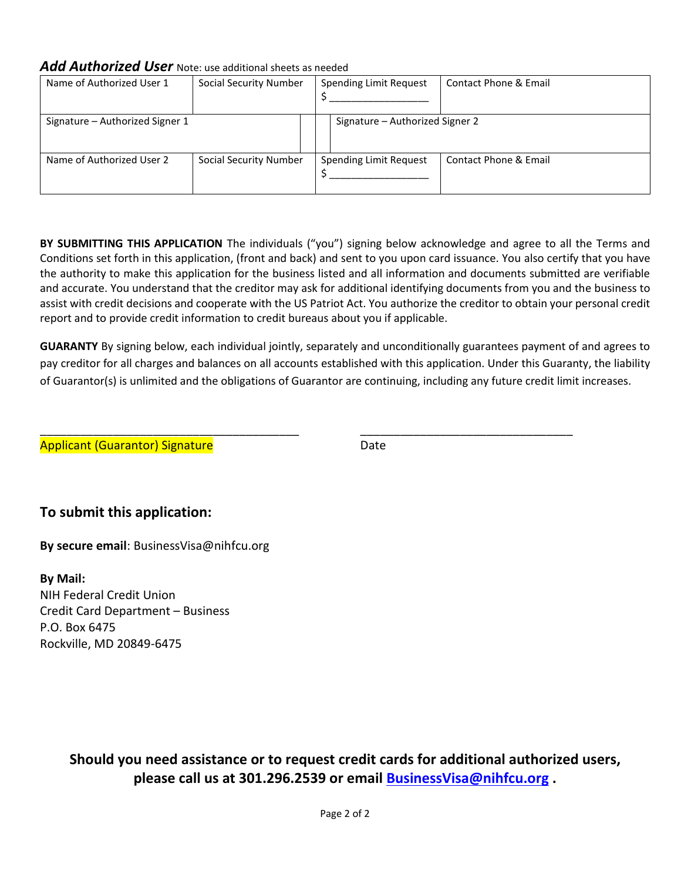***Add Authorized User*** Note: use additional sheets as needed

| | | | |
|---|---|---|---|
| Name of Authorized User 1 | Social Security Number | Spending Limit Request<br>$ _______________ | Contact Phone & Email |
| Signature – Authorized Signer 1 | | Signature – Authorized Signer 2 | |
| Name of Authorized User 2 | Social Security Number | Spending Limit Request<br>$ _______________ | Contact Phone & Email |

**BY SUBMITTING THIS APPLICATION** The individuals ("you") signing below acknowledge and agree to all the Terms and Conditions set forth in this application, (front and back) and sent to you upon card issuance. You also certify that you have the authority to make this application for the business listed and all information and documents submitted are verifiable and accurate. You understand that the creditor may ask for additional identifying documents from you and the business to assist with credit decisions and cooperate with the US Patriot Act. You authorize the creditor to obtain your personal credit report and to provide credit information to credit bureaus about you if applicable.

**GUARANTY** By signing below, each individual jointly, separately and unconditionally guarantees payment of and agrees to pay creditor for all charges and balances on all accounts established with this application. Under this Guaranty, the liability of Guarantor(s) is unlimited and the obligations of Guarantor are continuing, including any future credit limit increases.

________________________________________ ________________________________

Applicant (Guarantor) Signature Date

## To submit this application:

**By secure email**: BusinessVisa@nihfcu.org

**By Mail:**
NIH Federal Credit Union
Credit Card Department – Business
P.O. Box 6475
Rockville, MD 20849-6475

**Should you need assistance or to request credit cards for additional authorized users, please call us at 301.296.2539 or email BusinessVisa@nihfcu.org .**